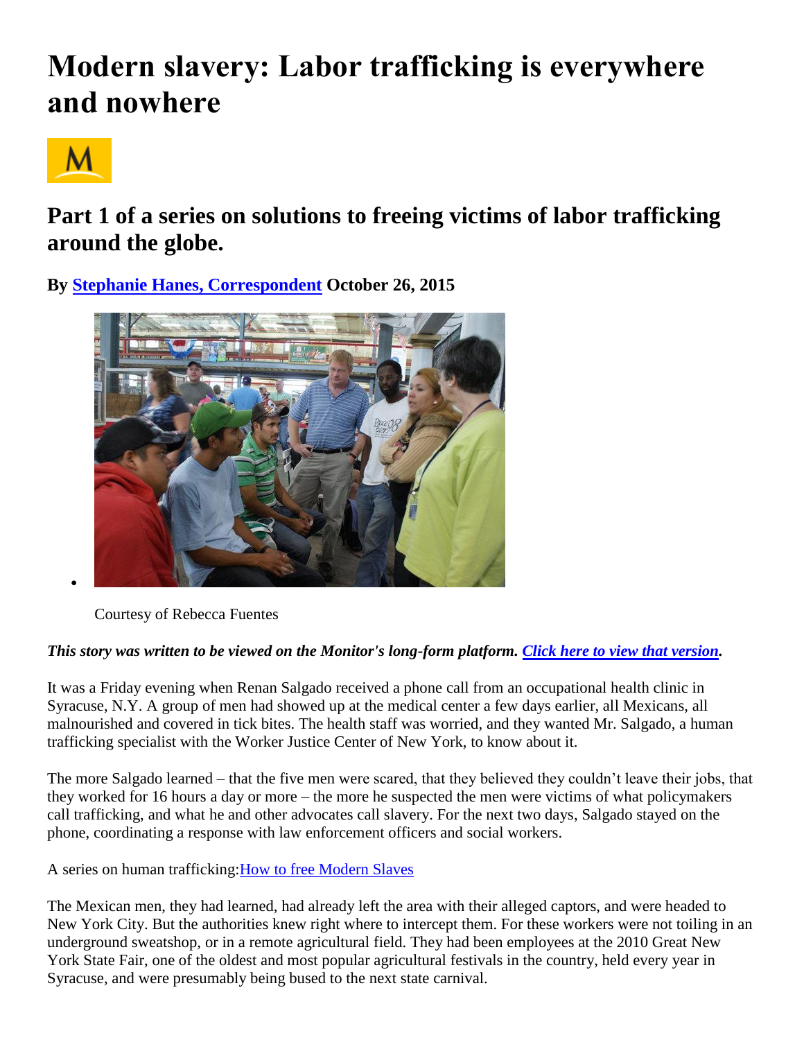# Modern slavery: Labor trafficking is everywhere and nowhere

## Part 1 of a series on solutions to freeing victims of labor trafficking around the globe.

**By Stephanie Hanes, Correspondent October 26, 2015**

Courtesy of Rebecca Fuentes

***This story was written to be viewed on the Monitor's long-form platform. Click here to view that version.***

It was a Friday evening when Renan Salgado received a phone call from an occupational health clinic in Syracuse, N.Y. A group of men had showed up at the medical center a few days earlier, all Mexicans, all malnourished and covered in tick bites. The health staff was worried, and they wanted Mr. Salgado, a human trafficking specialist with the Worker Justice Center of New York, to know about it.

The more Salgado learned – that the five men were scared, that they believed they couldn't leave their jobs, that they worked for 16 hours a day or more – the more he suspected the men were victims of what policymakers call trafficking, and what he and other advocates call slavery. For the next two days, Salgado stayed on the phone, coordinating a response with law enforcement officers and social workers.

A series on human trafficking:How to free Modern Slaves

The Mexican men, they had learned, had already left the area with their alleged captors, and were headed to New York City. But the authorities knew right where to intercept them. For these workers were not toiling in an underground sweatshop, or in a remote agricultural field. They had been employees at the 2010 Great New York State Fair, one of the oldest and most popular agricultural festivals in the country, held every year in Syracuse, and were presumably being bused to the next state carnival.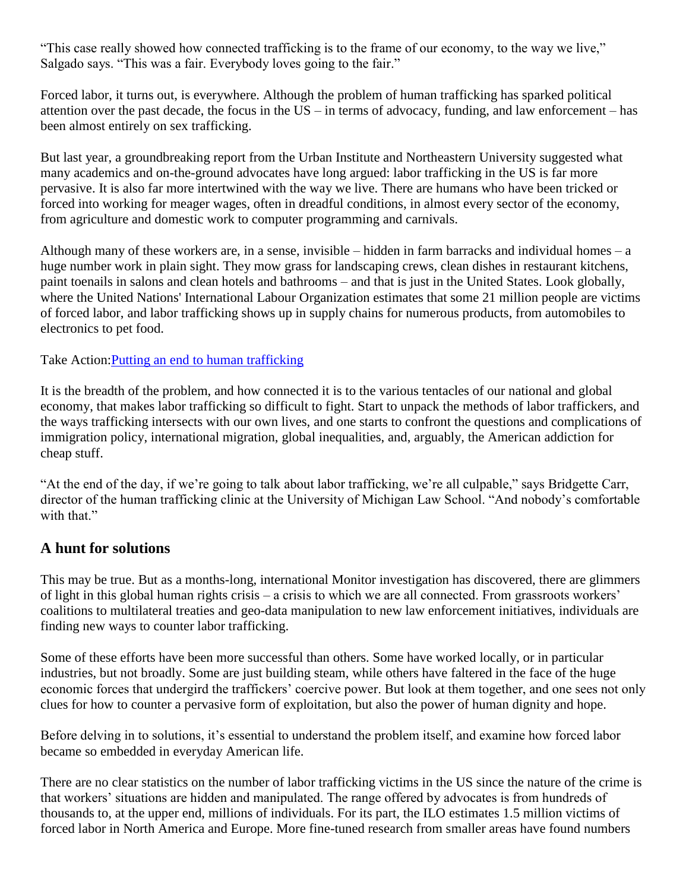"This case really showed how connected trafficking is to the frame of our economy, to the way we live," Salgado says. "This was a fair. Everybody loves going to the fair."

Forced labor, it turns out, is everywhere. Although the problem of human trafficking has sparked political attention over the past decade, the focus in the US – in terms of advocacy, funding, and law enforcement – has been almost entirely on sex trafficking.

But last year, a groundbreaking report from the Urban Institute and Northeastern University suggested what many academics and on-the-ground advocates have long argued: labor trafficking in the US is far more pervasive. It is also far more intertwined with the way we live. There are humans who have been tricked or forced into working for meager wages, often in dreadful conditions, in almost every sector of the economy, from agriculture and domestic work to computer programming and carnivals.

Although many of these workers are, in a sense, invisible – hidden in farm barracks and individual homes – a huge number work in plain sight. They mow grass for landscaping crews, clean dishes in restaurant kitchens, paint toenails in salons and clean hotels and bathrooms – and that is just in the United States. Look globally, where the United Nations' International Labour Organization estimates that some 21 million people are victims of forced labor, and labor trafficking shows up in supply chains for numerous products, from automobiles to electronics to pet food.

Take Action:[Putting an end to human trafficking]

It is the breadth of the problem, and how connected it is to the various tentacles of our national and global economy, that makes labor trafficking so difficult to fight. Start to unpack the methods of labor traffickers, and the ways trafficking intersects with our own lives, and one starts to confront the questions and complications of immigration policy, international migration, global inequalities, and, arguably, the American addiction for cheap stuff.

"At the end of the day, if we're going to talk about labor trafficking, we're all culpable," says Bridgette Carr, director of the human trafficking clinic at the University of Michigan Law School. "And nobody's comfortable with that."

## A hunt for solutions

This may be true. But as a months-long, international Monitor investigation has discovered, there are glimmers of light in this global human rights crisis – a crisis to which we are all connected. From grassroots workers' coalitions to multilateral treaties and geo-data manipulation to new law enforcement initiatives, individuals are finding new ways to counter labor trafficking.

Some of these efforts have been more successful than others. Some have worked locally, or in particular industries, but not broadly. Some are just building steam, while others have faltered in the face of the huge economic forces that undergird the traffickers' coercive power. But look at them together, and one sees not only clues for how to counter a pervasive form of exploitation, but also the power of human dignity and hope.

Before delving in to solutions, it's essential to understand the problem itself, and examine how forced labor became so embedded in everyday American life.

There are no clear statistics on the number of labor trafficking victims in the US since the nature of the crime is that workers' situations are hidden and manipulated. The range offered by advocates is from hundreds of thousands to, at the upper end, millions of individuals. For its part, the ILO estimates 1.5 million victims of forced labor in North America and Europe. More fine-tuned research from smaller areas have found numbers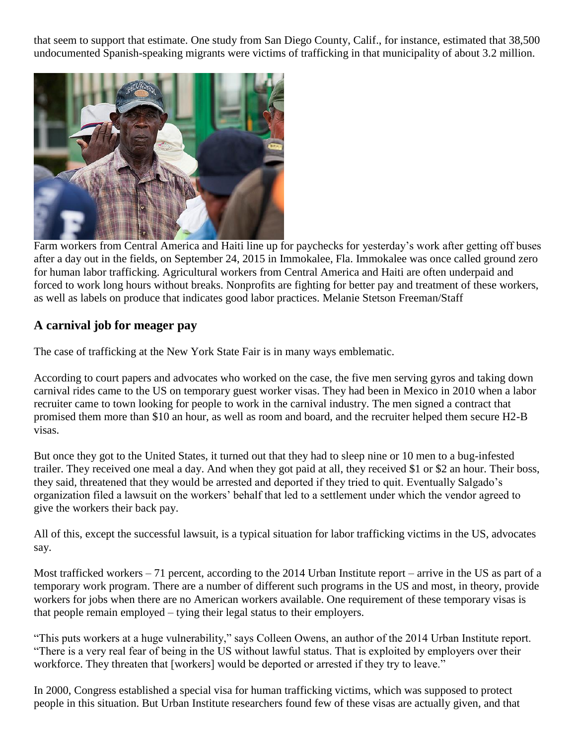that seem to support that estimate. One study from San Diego County, Calif., for instance, estimated that 38,500 undocumented Spanish-speaking migrants were victims of trafficking in that municipality of about 3.2 million.

Farm workers from Central America and Haiti line up for paychecks for yesterday's work after getting off buses after a day out in the fields, on September 24, 2015 in Immokalee, Fla. Immokalee was once called ground zero for human labor trafficking. Agricultural workers from Central America and Haiti are often underpaid and forced to work long hours without breaks. Nonprofits are fighting for better pay and treatment of these workers, as well as labels on produce that indicates good labor practices. Melanie Stetson Freeman/Staff

## A carnival job for meager pay

The case of trafficking at the New York State Fair is in many ways emblematic.

According to court papers and advocates who worked on the case, the five men serving gyros and taking down carnival rides came to the US on temporary guest worker visas. They had been in Mexico in 2010 when a labor recruiter came to town looking for people to work in the carnival industry. The men signed a contract that promised them more than $10 an hour, as well as room and board, and the recruiter helped them secure H2-B visas.

But once they got to the United States, it turned out that they had to sleep nine or 10 men to a bug-infested trailer. They received one meal a day. And when they got paid at all, they received $1 or $2 an hour. Their boss, they said, threatened that they would be arrested and deported if they tried to quit. Eventually Salgado's organization filed a lawsuit on the workers' behalf that led to a settlement under which the vendor agreed to give the workers their back pay.

All of this, except the successful lawsuit, is a typical situation for labor trafficking victims in the US, advocates say.

Most trafficked workers – 71 percent, according to the 2014 Urban Institute report – arrive in the US as part of a temporary work program. There are a number of different such programs in the US and most, in theory, provide workers for jobs when there are no American workers available. One requirement of these temporary visas is that people remain employed – tying their legal status to their employers.

"This puts workers at a huge vulnerability," says Colleen Owens, an author of the 2014 Urban Institute report. "There is a very real fear of being in the US without lawful status. That is exploited by employers over their workforce. They threaten that [workers] would be deported or arrested if they try to leave."

In 2000, Congress established a special visa for human trafficking victims, which was supposed to protect people in this situation. But Urban Institute researchers found few of these visas are actually given, and that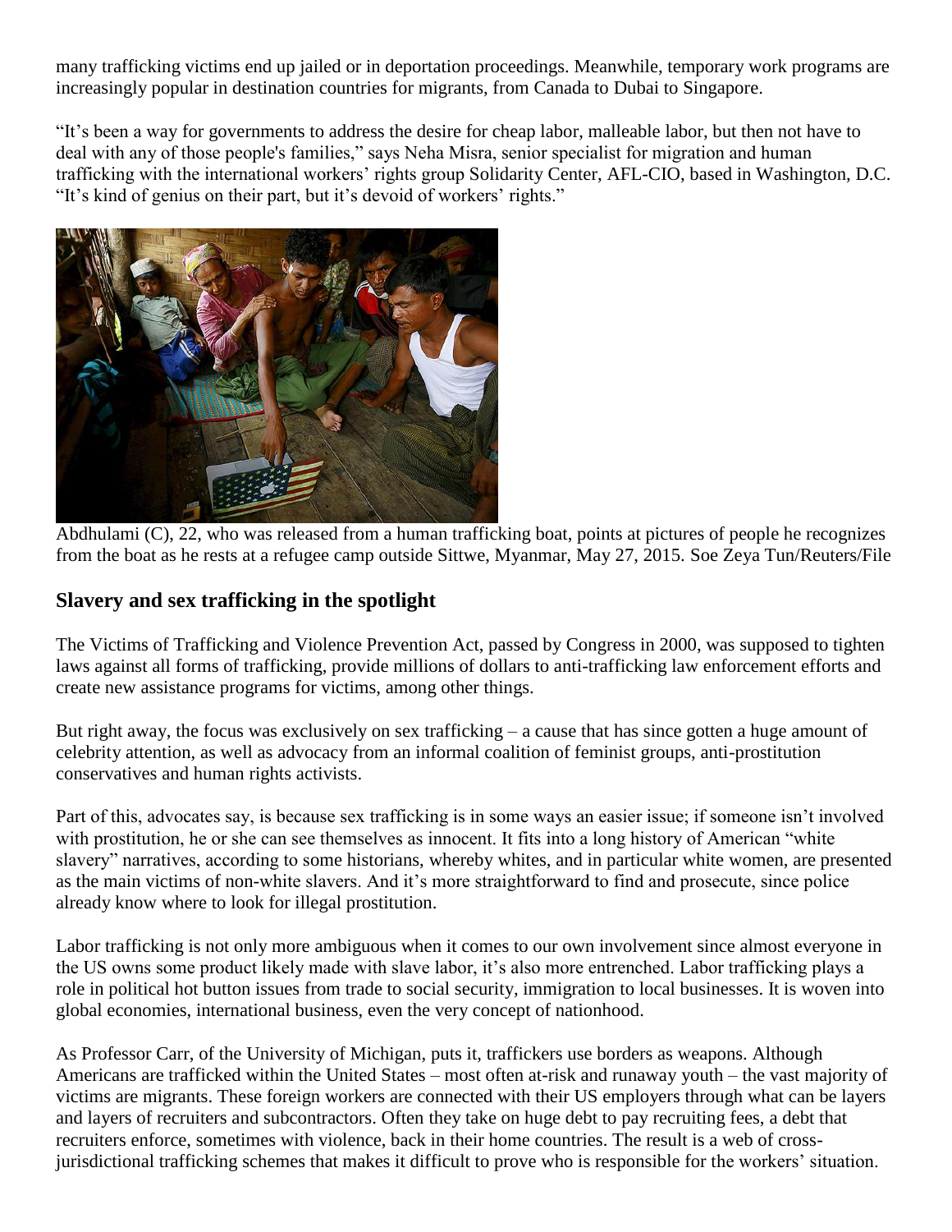many trafficking victims end up jailed or in deportation proceedings. Meanwhile, temporary work programs are increasingly popular in destination countries for migrants, from Canada to Dubai to Singapore.

"It's been a way for governments to address the desire for cheap labor, malleable labor, but then not have to deal with any of those people's families," says Neha Misra, senior specialist for migration and human trafficking with the international workers' rights group Solidarity Center, AFL-CIO, based in Washington, D.C. "It's kind of genius on their part, but it's devoid of workers' rights."

Abdhulami (C), 22, who was released from a human trafficking boat, points at pictures of people he recognizes from the boat as he rests at a refugee camp outside Sittwe, Myanmar, May 27, 2015. Soe Zeya Tun/Reuters/File

## Slavery and sex trafficking in the spotlight

The Victims of Trafficking and Violence Prevention Act, passed by Congress in 2000, was supposed to tighten laws against all forms of trafficking, provide millions of dollars to anti-trafficking law enforcement efforts and create new assistance programs for victims, among other things.

But right away, the focus was exclusively on sex trafficking – a cause that has since gotten a huge amount of celebrity attention, as well as advocacy from an informal coalition of feminist groups, anti-prostitution conservatives and human rights activists.

Part of this, advocates say, is because sex trafficking is in some ways an easier issue; if someone isn't involved with prostitution, he or she can see themselves as innocent. It fits into a long history of American "white slavery" narratives, according to some historians, whereby whites, and in particular white women, are presented as the main victims of non-white slavers. And it's more straightforward to find and prosecute, since police already know where to look for illegal prostitution.

Labor trafficking is not only more ambiguous when it comes to our own involvement since almost everyone in the US owns some product likely made with slave labor, it's also more entrenched. Labor trafficking plays a role in political hot button issues from trade to social security, immigration to local businesses. It is woven into global economies, international business, even the very concept of nationhood.

As Professor Carr, of the University of Michigan, puts it, traffickers use borders as weapons. Although Americans are trafficked within the United States – most often at-risk and runaway youth – the vast majority of victims are migrants. These foreign workers are connected with their US employers through what can be layers and layers of recruiters and subcontractors. Often they take on huge debt to pay recruiting fees, a debt that recruiters enforce, sometimes with violence, back in their home countries. The result is a web of cross-jurisdictional trafficking schemes that makes it difficult to prove who is responsible for the workers' situation.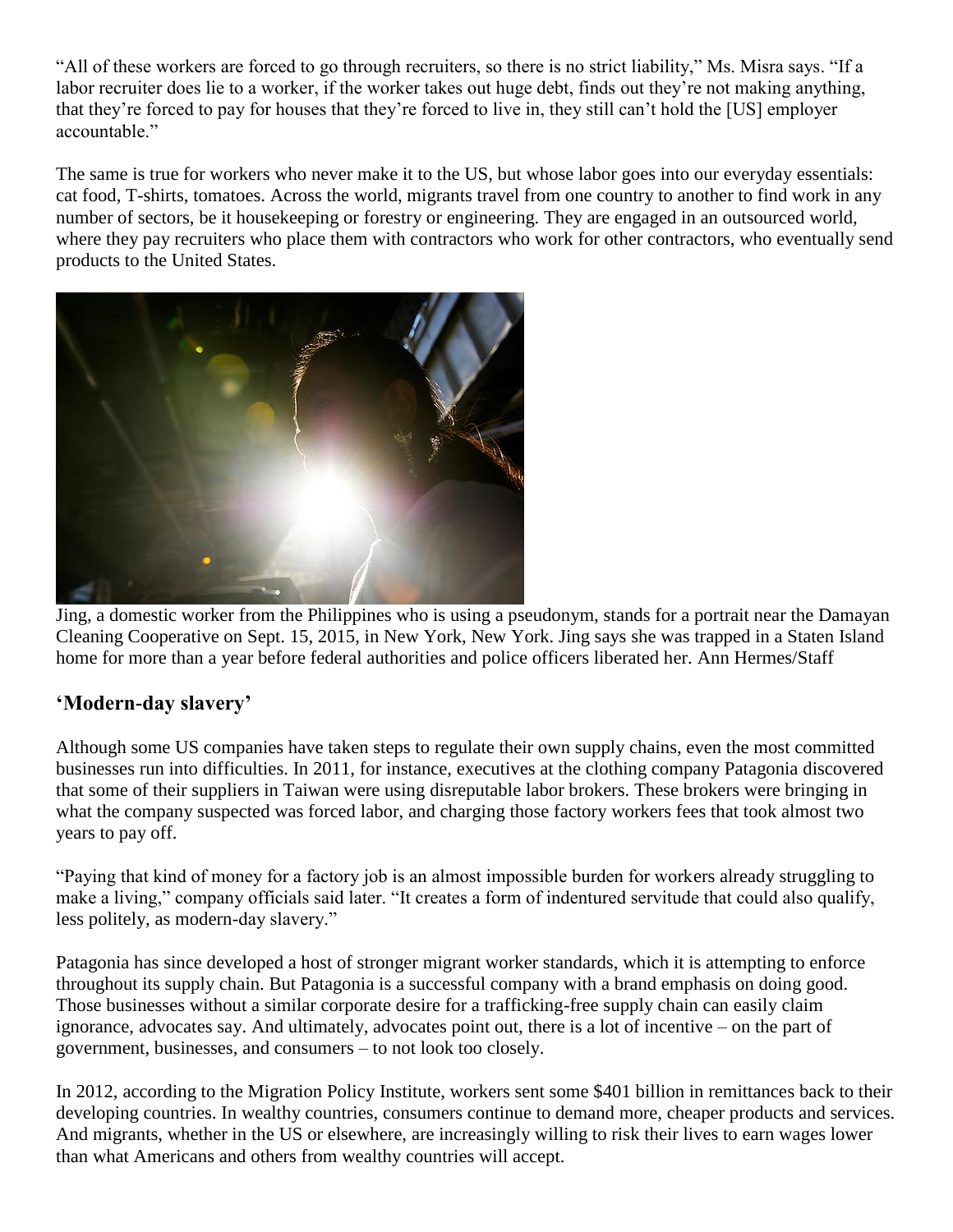"All of these workers are forced to go through recruiters, so there is no strict liability," Ms. Misra says. "If a labor recruiter does lie to a worker, if the worker takes out huge debt, finds out they're not making anything, that they're forced to pay for houses that they're forced to live in, they still can't hold the [US] employer accountable."

The same is true for workers who never make it to the US, but whose labor goes into our everyday essentials: cat food, T-shirts, tomatoes. Across the world, migrants travel from one country to another to find work in any number of sectors, be it housekeeping or forestry or engineering. They are engaged in an outsourced world, where they pay recruiters who place them with contractors who work for other contractors, who eventually send products to the United States.

Jing, a domestic worker from the Philippines who is using a pseudonym, stands for a portrait near the Damayan Cleaning Cooperative on Sept. 15, 2015, in New York, New York. Jing says she was trapped in a Staten Island home for more than a year before federal authorities and police officers liberated her. Ann Hermes/Staff

## 'Modern-day slavery'

Although some US companies have taken steps to regulate their own supply chains, even the most committed businesses run into difficulties. In 2011, for instance, executives at the clothing company Patagonia discovered that some of their suppliers in Taiwan were using disreputable labor brokers. These brokers were bringing in what the company suspected was forced labor, and charging those factory workers fees that took almost two years to pay off.

"Paying that kind of money for a factory job is an almost impossible burden for workers already struggling to make a living," company officials said later. "It creates a form of indentured servitude that could also qualify, less politely, as modern-day slavery."

Patagonia has since developed a host of stronger migrant worker standards, which it is attempting to enforce throughout its supply chain. But Patagonia is a successful company with a brand emphasis on doing good. Those businesses without a similar corporate desire for a trafficking-free supply chain can easily claim ignorance, advocates say. And ultimately, advocates point out, there is a lot of incentive – on the part of government, businesses, and consumers – to not look too closely.

In 2012, according to the Migration Policy Institute, workers sent some $401 billion in remittances back to their developing countries. In wealthy countries, consumers continue to demand more, cheaper products and services. And migrants, whether in the US or elsewhere, are increasingly willing to risk their lives to earn wages lower than what Americans and others from wealthy countries will accept.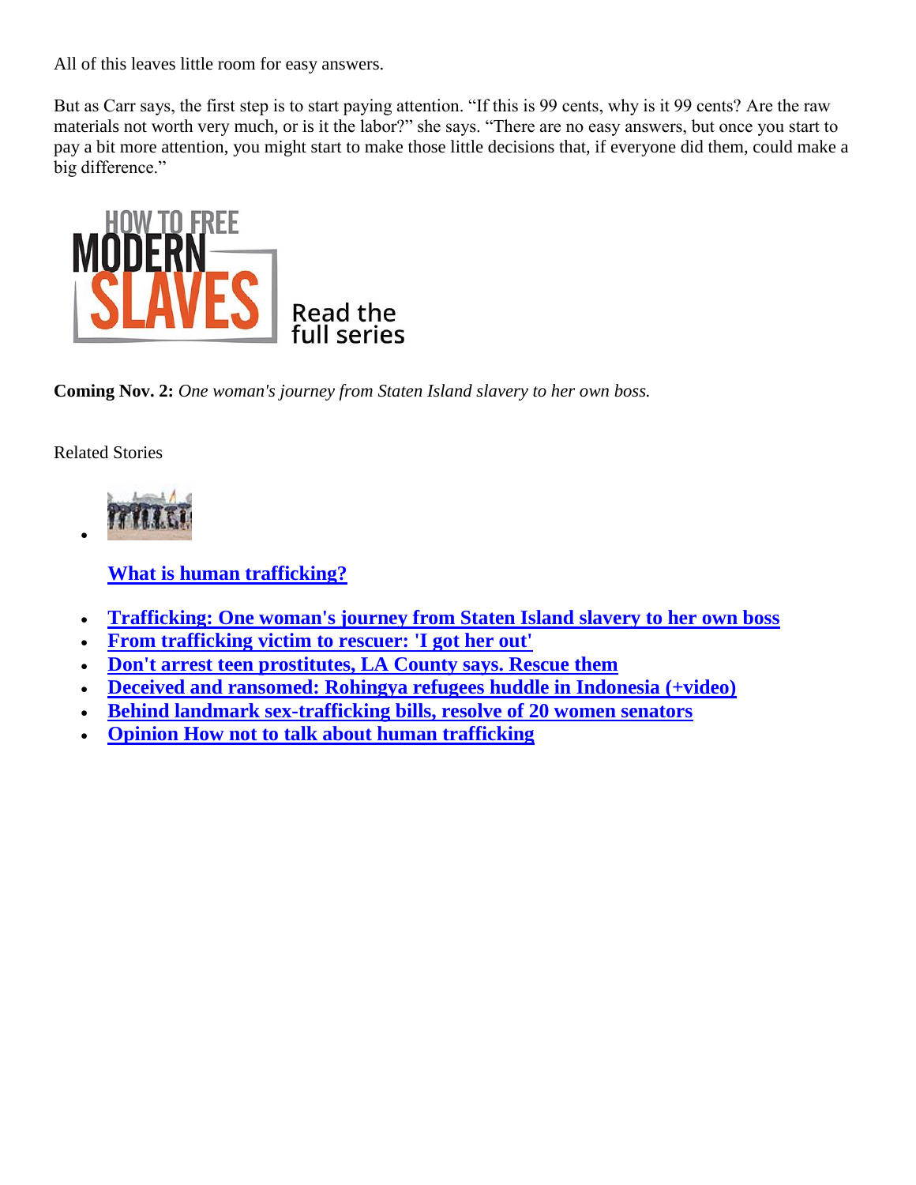All of this leaves little room for easy answers.

But as Carr says, the first step is to start paying attention. “If this is 99 cents, why is it 99 cents? Are the raw materials not worth very much, or is it the labor?” she says. “There are no easy answers, but once you start to pay a bit more attention, you might start to make those little decisions that, if everyone did them, could make a big difference.”

HOW TO FREE MODERN SLAVES Read the full series

**Coming Nov. 2:** *One woman's journey from Staten Island slavery to her own boss.*

Related Stories

- **What is human trafficking?**
- **Trafficking: One woman's journey from Staten Island slavery to her own boss**
- **From trafficking victim to rescuer: 'I got her out'**
- **Don't arrest teen prostitutes, LA County says. Rescue them**
- **Deceived and ransomed: Rohingya refugees huddle in Indonesia (+video)**
- **Behind landmark sex-trafficking bills, resolve of 20 women senators**
- **Opinion How not to talk about human trafficking**